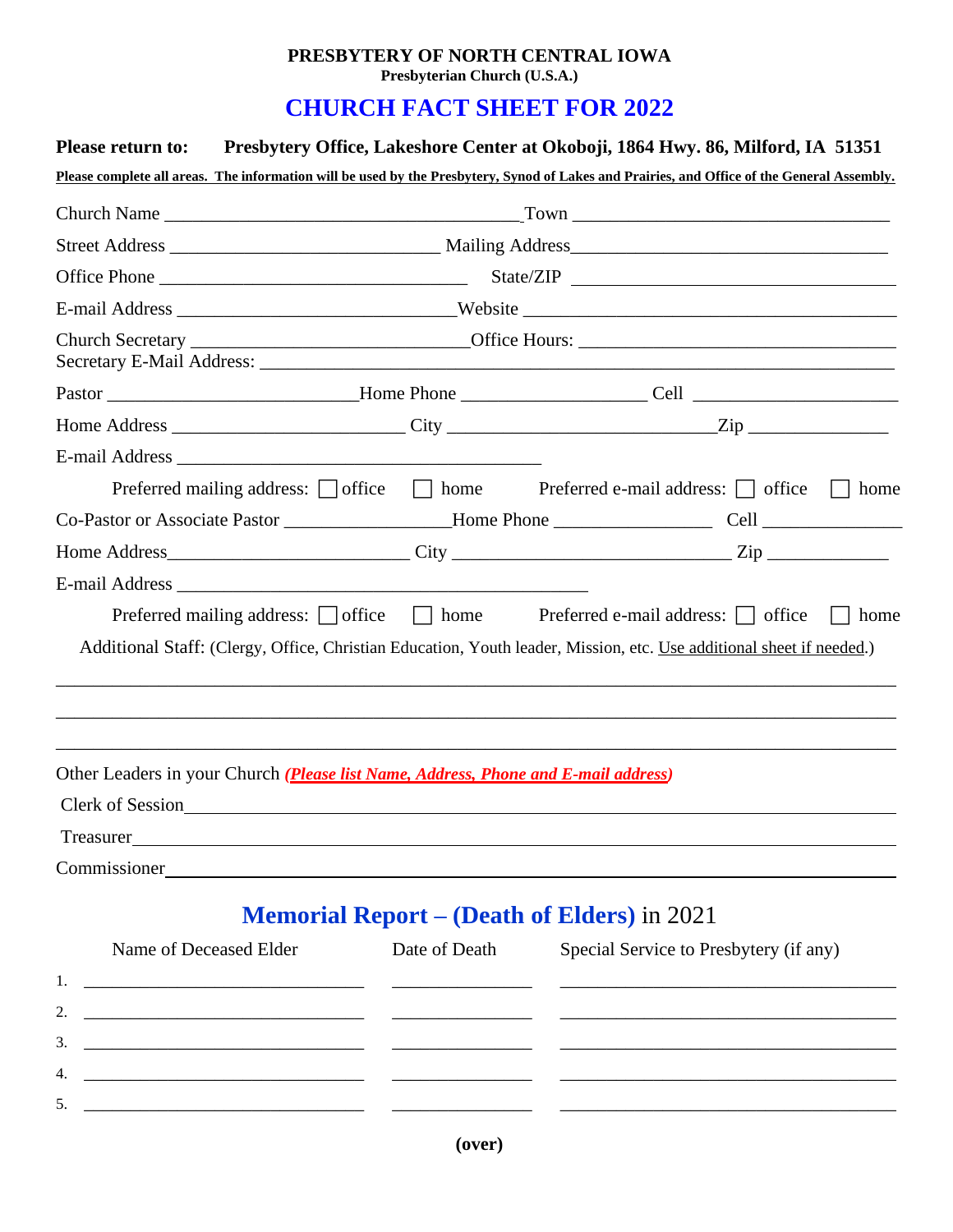**PRESBYTERY OF NORTH CENTRAL IOWA**
**Presbyterian Church (U.S.A.)**

# CHURCH FACT SHEET FOR 2022

**Please return to: Presbytery Office, Lakeshore Center at Okoboji, 1864 Hwy. 86, Milford, IA 51351**

**Please complete all areas. The information will be used by the Presbytery, Synod of Lakes and Prairies, and Office of the General Assembly.**

Church Name ______________________________________ Town ___________________________________

Street Address _____________________________ Mailing Address_________________________________

Office Phone _________________________________ State/ZIP ___________________________________

E-mail Address ______________________________ Website ________________________________________

Church Secretary ______________________________ Office Hours: __________________________________
Secretary E-Mail Address: ____________________________________________________________________

Pastor __________________________ Home Phone ____________________ Cell _______________________

Home Address ________________________ City _____________________________ Zip _______________

E-mail Address _______________________________________

Preferred mailing address: ☐ office ☐ home Preferred e-mail address: ☐ office ☐ home

Co-Pastor or Associate Pastor _________________ Home Phone _________________ Cell _______________

Home Address_________________________ City ______________________________ Zip _____________

E-mail Address ____________________________________________

Preferred mailing address: ☐ office ☐ home Preferred e-mail address: ☐ office ☐ home

Additional Staff: (Clergy, Office, Christian Education, Youth leader, Mission, etc. Use additional sheet if needed.)

______________________________________________________________________________________

______________________________________________________________________________________

______________________________________________________________________________________

Other Leaders in your Church ***(Please list Name, Address, Phone and E-mail address)***

Clerk of Session_______________________________________________________________________

Treasurer____________________________________________________________________________

Commissioner_________________________________________________________________________

## Memorial Report – (Death of Elders) in 2021

| | Name of Deceased Elder | Date of Death | Special Service to Presbytery (if any) |
|---|---|---|---|
| 1. | | | |
| 2. | | | |
| 3. | | | |
| 4. | | | |
| 5. | | | |

**(over)**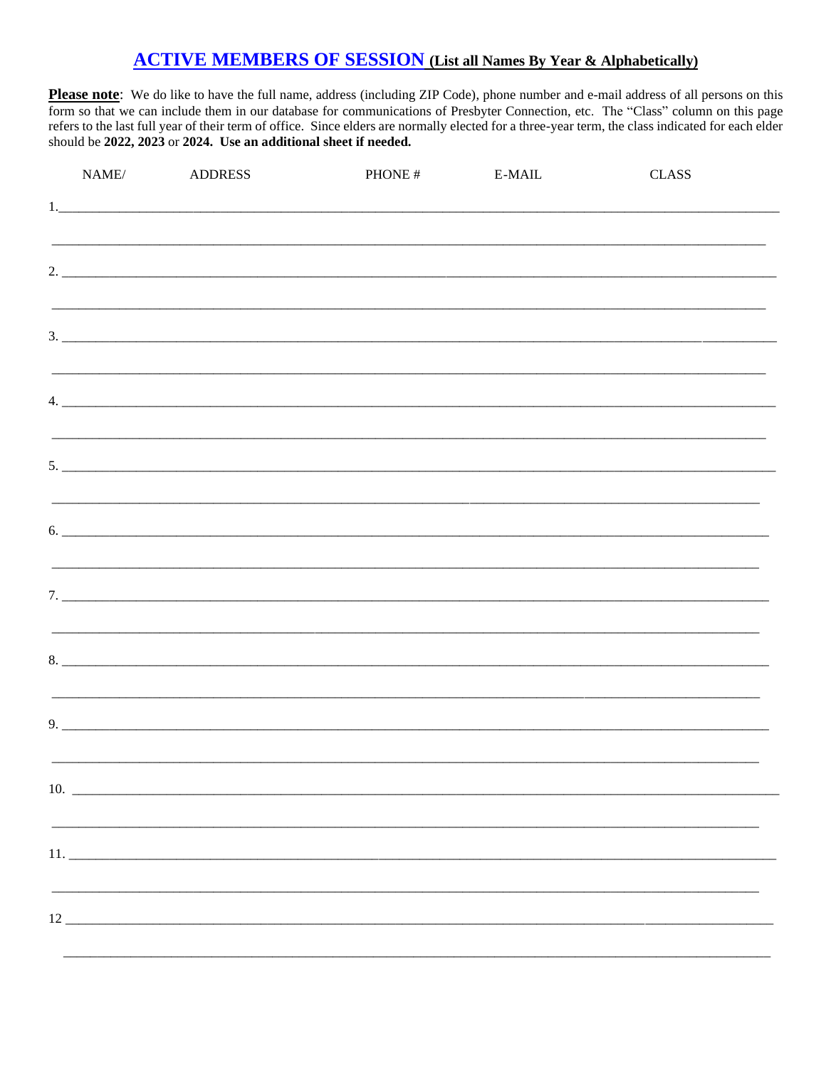# ACTIVE MEMBERS OF SESSION (List all Names By Year & Alphabetically)

**Please note**: We do like to have the full name, address (including ZIP Code), phone number and e-mail address of all persons on this form so that we can include them in our database for communications of Presbyter Connection, etc. The "Class" column on this page refers to the last full year of their term of office. Since elders are normally elected for a three-year term, the class indicated for each elder should be **2022, 2023** or **2024. Use an additional sheet if needed.**

| NAME/ | ADDRESS | PHONE # | E-MAIL | CLASS |
|---|---|---|---|---|
| 1. | | | | |
| 2. | | | | |
| 3. | | | | |
| 4. | | | | |
| 5. | | | | |
| 6. | | | | |
| 7. | | | | |
| 8. | | | | |
| 9. | | | | |
| 10. | | | | |
| 11. | | | | |
| 12 | | | | |